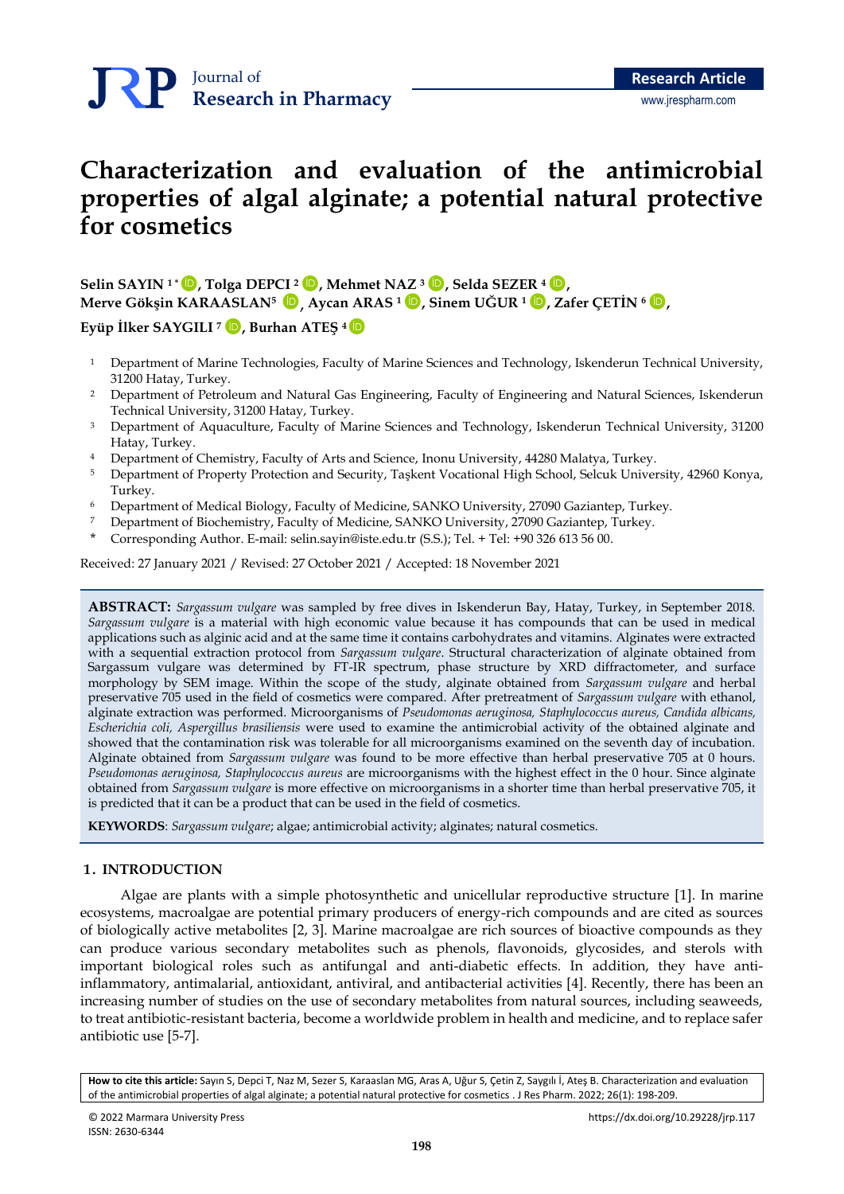Research Article

# Characterization and evaluation of the antimicrobial properties of algal alginate; a potential natural protective for cosmetics

**Selin SAYIN [1*], Tolga DEPCI [2], Mehmet NAZ [3], Selda SEZER [4], Merve Gökşin KARAASLAN[5], Aycan ARAS [1], Sinem UĞUR [1], Zafer ÇETİN [6], Eyüp İlker SAYGILI [7], Burhan ATEŞ [4]**

1 Department of Marine Technologies, Faculty of Marine Sciences and Technology, Iskenderun Technical University, 31200 Hatay, Turkey.
2 Department of Petroleum and Natural Gas Engineering, Faculty of Engineering and Natural Sciences, Iskenderun Technical University, 31200 Hatay, Turkey.
3 Department of Aquaculture, Faculty of Marine Sciences and Technology, Iskenderun Technical University, 31200 Hatay, Turkey.
4 Department of Chemistry, Faculty of Arts and Science, Inonu University, 44280 Malatya, Turkey.
5 Department of Property Protection and Security, Taşkent Vocational High School, Selcuk University, 42960 Konya, Turkey.
6 Department of Medical Biology, Faculty of Medicine, SANKO University, 27090 Gaziantep, Turkey.
7 Department of Biochemistry, Faculty of Medicine, SANKO University, 27090 Gaziantep, Turkey.
\* Corresponding Author. E-mail: selin.sayin@iste.edu.tr (S.S.); Tel. + Tel: +90 326 613 56 00.

Received: 27 January 2021 / Revised: 27 October 2021 / Accepted: 18 November 2021

**ABSTRACT:** *Sargassum vulgare* was sampled by free dives in Iskenderun Bay, Hatay, Turkey, in September 2018. *Sargassum vulgare* is a material with high economic value because it has compounds that can be used in medical applications such as alginic acid and at the same time it contains carbohydrates and vitamins. Alginates were extracted with a sequential extraction protocol from *Sargassum vulgare*. Structural characterization of alginate obtained from Sargassum vulgare was determined by FT-IR spectrum, phase structure by XRD diffractometer, and surface morphology by SEM image. Within the scope of the study, alginate obtained from *Sargassum vulgare* and herbal preservative 705 used in the field of cosmetics were compared. After pretreatment of *Sargassum vulgare* with ethanol, alginate extraction was performed. Microorganisms of *Pseudomonas aeruginosa, Staphylococcus aureus, Candida albicans, Escherichia coli, Aspergillus brasiliensis* were used to examine the antimicrobial activity of the obtained alginate and showed that the contamination risk was tolerable for all microorganisms examined on the seventh day of incubation. Alginate obtained from *Sargassum vulgare* was found to be more effective than herbal preservative 705 at 0 hours. *Pseudomonas aeruginosa, Staphylococcus aureus* are microorganisms with the highest effect in the 0 hour. Since alginate obtained from *Sargassum vulgare* is more effective on microorganisms in a shorter time than herbal preservative 705, it is predicted that it can be a product that can be used in the field of cosmetics.

**KEYWORDS**: *Sargassum vulgare*; algae; antimicrobial activity; alginates; natural cosmetics.

## 1. INTRODUCTION

Algae are plants with a simple photosynthetic and unicellular reproductive structure [1]. In marine ecosystems, macroalgae are potential primary producers of energy-rich compounds and are cited as sources of biologically active metabolites [2, 3]. Marine macroalgae are rich sources of bioactive compounds as they can produce various secondary metabolites such as phenols, flavonoids, glycosides, and sterols with important biological roles such as antifungal and anti-diabetic effects. In addition, they have anti-inflammatory, antimalarial, antioxidant, antiviral, and antibacterial activities [4]. Recently, there has been an increasing number of studies on the use of secondary metabolites from natural sources, including seaweeds, to treat antibiotic-resistant bacteria, become a worldwide problem in health and medicine, and to replace safer antibiotic use [5-7].

**How to cite this article:** Sayın S, Depci T, Naz M, Sezer S, Karaaslan MG, Aras A, Uğur S, Çetin Z, Saygılı İ, Ateş B. Characterization and evaluation of the antimicrobial properties of algal alginate; a potential natural protective for cosmetics . J Res Pharm. 2022; 26(1): 198-209.

© 2022 Marmara University Press
ISSN: 2630-6344

https://dx.doi.org/10.29228/jrp.117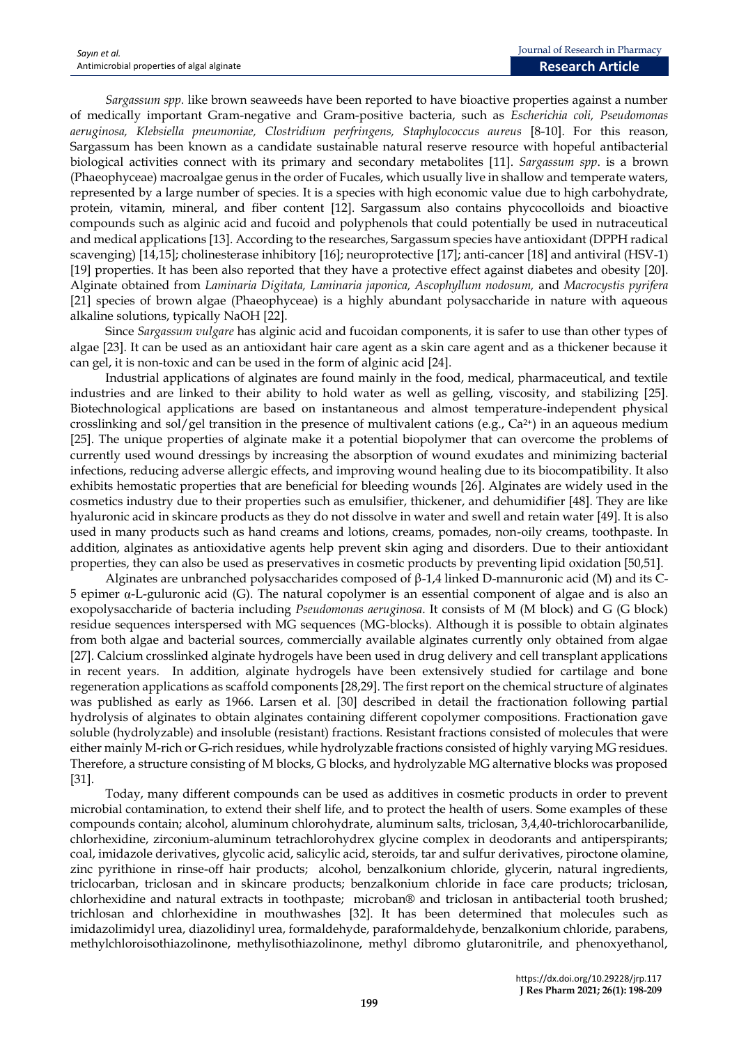*Sargassum spp*. like brown seaweeds have been reported to have bioactive properties against a number of medically important Gram-negative and Gram-positive bacteria, such as *Escherichia coli, Pseudomonas aeruginosa, Klebsiella pneumoniae, Clostridium perfringens, Staphylococcus aureus* [8-10]. For this reason, Sargassum has been known as a candidate sustainable natural reserve resource with hopeful antibacterial biological activities connect with its primary and secondary metabolites [11]. *Sargassum spp*. is a brown (Phaeophyceae) macroalgae genus in the order of Fucales, which usually live in shallow and temperate waters, represented by a large number of species. It is a species with high economic value due to high carbohydrate, protein, vitamin, mineral, and fiber content [12]. Sargassum also contains phycocolloids and bioactive compounds such as alginic acid and fucoid and polyphenols that could potentially be used in nutraceutical and medical applications [13]. According to the researches, Sargassum species have antioxidant (DPPH radical scavenging) [14,15]; cholinesterase inhibitory [16]; neuroprotective [17]; anti-cancer [18] and antiviral (HSV-1) [19] properties. It has been also reported that they have a protective effect against diabetes and obesity [20]. Alginate obtained from *Laminaria Digitata, Laminaria japonica, Ascophyllum nodosum,* and *Macrocystis pyrifera* [21] species of brown algae (Phaeophyceae) is a highly abundant polysaccharide in nature with aqueous alkaline solutions, typically NaOH [22].

Since *Sargassum vulgare* has alginic acid and fucoidan components, it is safer to use than other types of algae [23]. It can be used as an antioxidant hair care agent as a skin care agent and as a thickener because it can gel, it is non-toxic and can be used in the form of alginic acid [24].

Industrial applications of alginates are found mainly in the food, medical, pharmaceutical, and textile industries and are linked to their ability to hold water as well as gelling, viscosity, and stabilizing [25]. Biotechnological applications are based on instantaneous and almost temperature-independent physical crosslinking and sol/gel transition in the presence of multivalent cations (e.g., $Ca^{2+}$) in an aqueous medium [25]. The unique properties of alginate make it a potential biopolymer that can overcome the problems of currently used wound dressings by increasing the absorption of wound exudates and minimizing bacterial infections, reducing adverse allergic effects, and improving wound healing due to its biocompatibility. It also exhibits hemostatic properties that are beneficial for bleeding wounds [26]. Alginates are widely used in the cosmetics industry due to their properties such as emulsifier, thickener, and dehumidifier [48]. They are like hyaluronic acid in skincare products as they do not dissolve in water and swell and retain water [49]. It is also used in many products such as hand creams and lotions, creams, pomades, non-oily creams, toothpaste. In addition, alginates as antioxidative agents help prevent skin aging and disorders. Due to their antioxidant properties, they can also be used as preservatives in cosmetic products by preventing lipid oxidation [50,51].

Alginates are unbranched polysaccharides composed of β-1,4 linked D-mannuronic acid (M) and its C-5 epimer α-L-guluronic acid (G). The natural copolymer is an essential component of algae and is also an exopolysaccharide of bacteria including *Pseudomonas aeruginosa*. It consists of M (M block) and G (G block) residue sequences interspersed with MG sequences (MG-blocks). Although it is possible to obtain alginates from both algae and bacterial sources, commercially available alginates currently only obtained from algae [27]. Calcium crosslinked alginate hydrogels have been used in drug delivery and cell transplant applications in recent years. In addition, alginate hydrogels have been extensively studied for cartilage and bone regeneration applications as scaffold components [28,29]. The first report on the chemical structure of alginates was published as early as 1966. Larsen et al. [30] described in detail the fractionation following partial hydrolysis of alginates to obtain alginates containing different copolymer compositions. Fractionation gave soluble (hydrolyzable) and insoluble (resistant) fractions. Resistant fractions consisted of molecules that were either mainly M-rich or G-rich residues, while hydrolyzable fractions consisted of highly varying MG residues. Therefore, a structure consisting of M blocks, G blocks, and hydrolyzable MG alternative blocks was proposed [31].

Today, many different compounds can be used as additives in cosmetic products in order to prevent microbial contamination, to extend their shelf life, and to protect the health of users. Some examples of these compounds contain; alcohol, aluminum chlorohydrate, aluminum salts, triclosan, 3,4,40-trichlorocarbanilide, chlorhexidine, zirconium-aluminum tetrachlorohydrex glycine complex in deodorants and antiperspirants; coal, imidazole derivatives, glycolic acid, salicylic acid, steroids, tar and sulfur derivatives, piroctone olamine, zinc pyrithione in rinse-off hair products; alcohol, benzalkonium chloride, glycerin, natural ingredients, triclocarban, triclosan and in skincare products; benzalkonium chloride in face care products; triclosan, chlorhexidine and natural extracts in toothpaste; microban® and triclosan in antibacterial tooth brushed; trichlosan and chlorhexidine in mouthwashes [32]. It has been determined that molecules such as imidazolimidyl urea, diazolidinyl urea, formaldehyde, paraformaldehyde, benzalkonium chloride, parabens, methylchloroisothiazolinone, methylisothiazolinone, methyl dibromo glutaronitrile, and phenoxyethanol,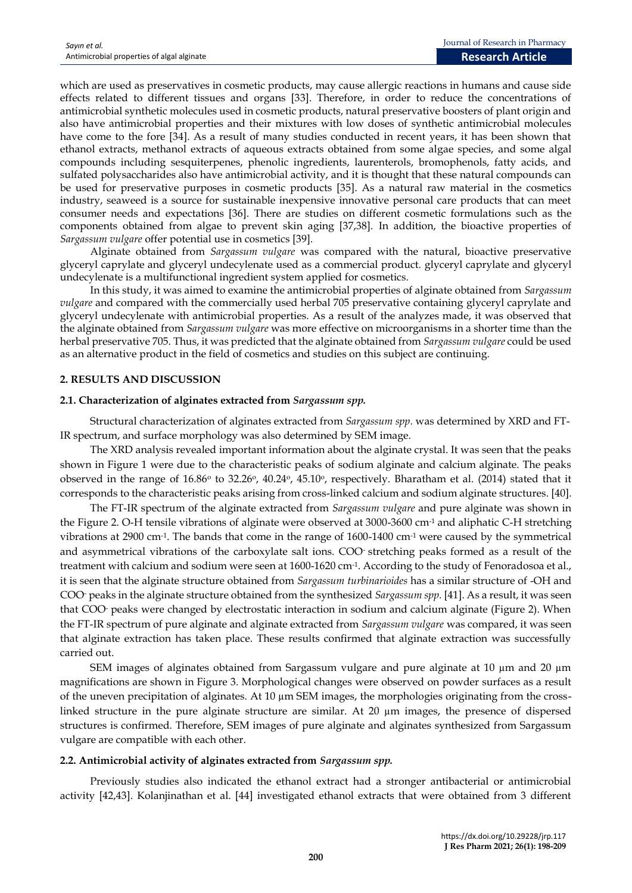which are used as preservatives in cosmetic products, may cause allergic reactions in humans and cause side effects related to different tissues and organs [33]. Therefore, in order to reduce the concentrations of antimicrobial synthetic molecules used in cosmetic products, natural preservative boosters of plant origin and also have antimicrobial properties and their mixtures with low doses of synthetic antimicrobial molecules have come to the fore [34]. As a result of many studies conducted in recent years, it has been shown that ethanol extracts, methanol extracts of aqueous extracts obtained from some algae species, and some algal compounds including sesquiterpenes, phenolic ingredients, laurenterols, bromophenols, fatty acids, and sulfated polysaccharides also have antimicrobial activity, and it is thought that these natural compounds can be used for preservative purposes in cosmetic products [35]. As a natural raw material in the cosmetics industry, seaweed is a source for sustainable inexpensive innovative personal care products that can meet consumer needs and expectations [36]. There are studies on different cosmetic formulations such as the components obtained from algae to prevent skin aging [37,38]. In addition, the bioactive properties of *Sargassum vulgare* offer potential use in cosmetics [39].

Alginate obtained from *Sargassum vulgare* was compared with the natural, bioactive preservative glyceryl caprylate and glyceryl undecylenate used as a commercial product. glyceryl caprylate and glyceryl undecylenate is a multifunctional ingredient system applied for cosmetics.

In this study, it was aimed to examine the antimicrobial properties of alginate obtained from *Sargassum vulgare* and compared with the commercially used herbal 705 preservative containing glyceryl caprylate and glyceryl undecylenate with antimicrobial properties. As a result of the analyzes made, it was observed that the alginate obtained from *Sargassum vulgare* was more effective on microorganisms in a shorter time than the herbal preservative 705. Thus, it was predicted that the alginate obtained from *Sargassum vulgare* could be used as an alternative product in the field of cosmetics and studies on this subject are continuing.

## 2. RESULTS AND DISCUSSION

### 2.1. Characterization of alginates extracted from *Sargassum spp.*

Structural characterization of alginates extracted from *Sargassum spp.* was determined by XRD and FT-IR spectrum, and surface morphology was also determined by SEM image.

The XRD analysis revealed important information about the alginate crystal. It was seen that the peaks shown in Figure 1 were due to the characteristic peaks of sodium alginate and calcium alginate. The peaks observed in the range of 16.86° to 32.26°, 40.24°, 45.10°, respectively. Bharatham et al. (2014) stated that it corresponds to the characteristic peaks arising from cross-linked calcium and sodium alginate structures. [40].

The FT-IR spectrum of the alginate extracted from *Sargassum vulgare* and pure alginate was shown in the Figure 2. O-H tensile vibrations of alginate were observed at 3000-3600 $cm^{-1}$ and aliphatic C-H stretching vibrations at 2900 $cm^{-1}$. The bands that come in the range of 1600-1400 $cm^{-1}$ were caused by the symmetrical and asymmetrical vibrations of the carboxylate salt ions. $COO^-$ stretching peaks formed as a result of the treatment with calcium and sodium were seen at 1600-1620 $cm^{-1}$. According to the study of Fenoradosoa et al., it is seen that the alginate structure obtained from *Sargassum turbinarioides* has a similar structure of -OH and $COO^-$ peaks in the alginate structure obtained from the synthesized *Sargassum spp.* [41]. As a result, it was seen that $COO^-$ peaks were changed by electrostatic interaction in sodium and calcium alginate (Figure 2). When the FT-IR spectrum of pure alginate and alginate extracted from *Sargassum vulgare* was compared, it was seen that alginate extraction has taken place. These results confirmed that alginate extraction was successfully carried out.

SEM images of alginates obtained from Sargassum vulgare and pure alginate at 10 µm and 20 µm magnifications are shown in Figure 3. Morphological changes were observed on powder surfaces as a result of the uneven precipitation of alginates. At 10 µm SEM images, the morphologies originating from the cross-linked structure in the pure alginate structure are similar. At 20 µm images, the presence of dispersed structures is confirmed. Therefore, SEM images of pure alginate and alginates synthesized from Sargassum vulgare are compatible with each other.

### 2.2. Antimicrobial activity of alginates extracted from *Sargassum spp.*

Previously studies also indicated the ethanol extract had a stronger antibacterial or antimicrobial activity [42,43]. Kolanjinathan et al. [44] investigated ethanol extracts that were obtained from 3 different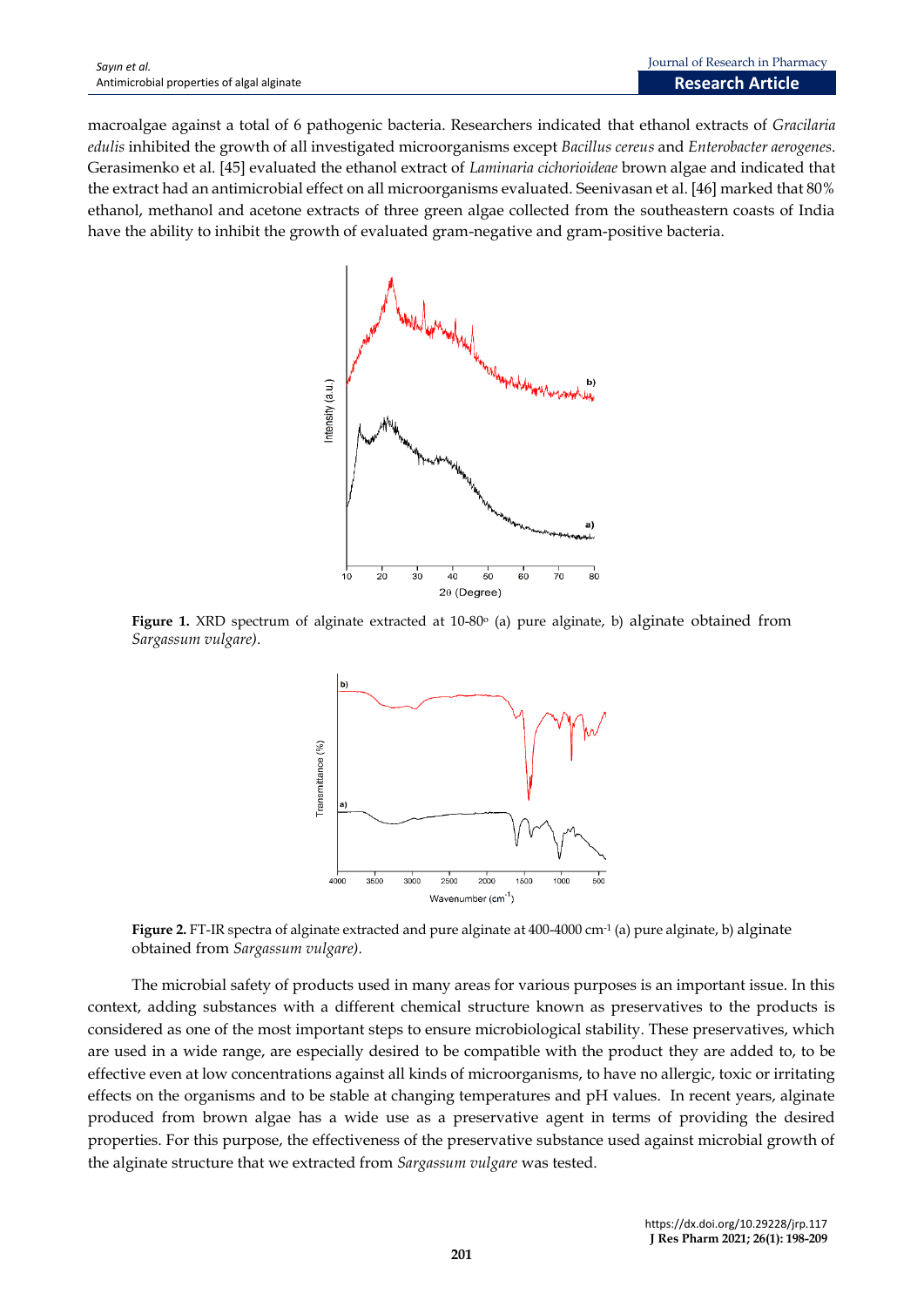macroalgae against a total of 6 pathogenic bacteria. Researchers indicated that ethanol extracts of *Gracilaria edulis* inhibited the growth of all investigated microorganisms except *Bacillus cereus* and *Enterobacter aerogenes*. Gerasimenko et al. [45] evaluated the ethanol extract of *Laminaria cichorioideae* brown algae and indicated that the extract had an antimicrobial effect on all microorganisms evaluated. Seenivasan et al. [46] marked that 80% ethanol, methanol and acetone extracts of three green algae collected from the southeastern coasts of India have the ability to inhibit the growth of evaluated gram-negative and gram-positive bacteria.

**Figure 1.** XRD spectrum of alginate extracted at 10-80° (a) pure alginate, b) alginate obtained from *Sargassum vulgare)*.

**Figure 2.** FT-IR spectra of alginate extracted and pure alginate at 400-4000 cm$^{-1}$ (a) pure alginate, b) alginate obtained from *Sargassum vulgare)*.

The microbial safety of products used in many areas for various purposes is an important issue. In this context, adding substances with a different chemical structure known as preservatives to the products is considered as one of the most important steps to ensure microbiological stability. These preservatives, which are used in a wide range, are especially desired to be compatible with the product they are added to, to be effective even at low concentrations against all kinds of microorganisms, to have no allergic, toxic or irritating effects on the organisms and to be stable at changing temperatures and pH values. In recent years, alginate produced from brown algae has a wide use as a preservative agent in terms of providing the desired properties. For this purpose, the effectiveness of the preservative substance used against microbial growth of the alginate structure that we extracted from *Sargassum vulgare* was tested.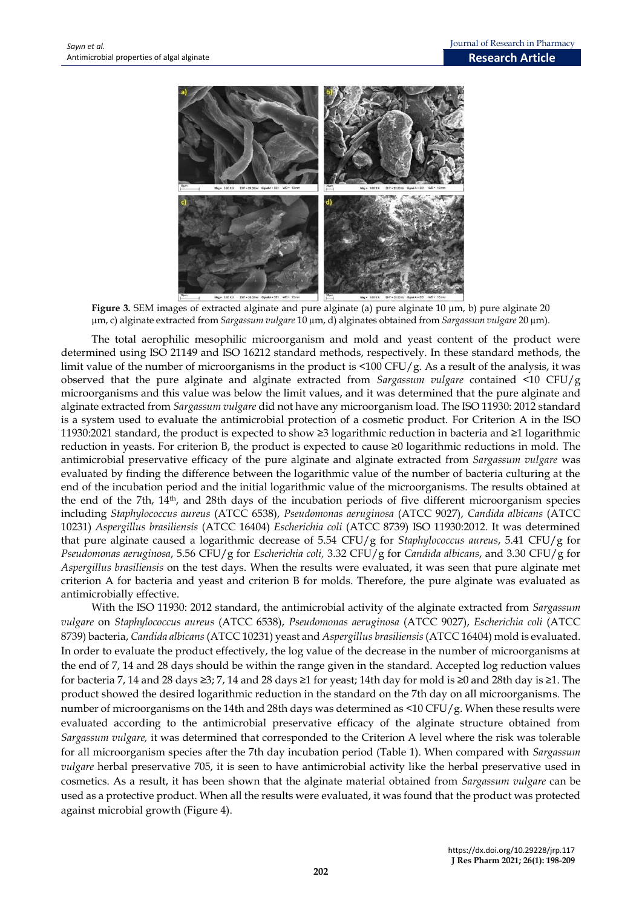**Figure 3.** SEM images of extracted alginate and pure alginate (a) pure alginate 10 µm, b) pure alginate 20 µm, c) alginate extracted from *Sargassum vulgare* 10 µm, d) alginates obtained from *Sargassum vulgare* 20 µm).

The total aerophilic mesophilic microorganism and mold and yeast content of the product were determined using ISO 21149 and ISO 16212 standard methods, respectively. In these standard methods, the limit value of the number of microorganisms in the product is <100 CFU/g. As a result of the analysis, it was observed that the pure alginate and alginate extracted from *Sargassum vulgare* contained <10 CFU/g microorganisms and this value was below the limit values, and it was determined that the pure alginate and alginate extracted from *Sargassum vulgare* did not have any microorganism load. The ISO 11930: 2012 standard is a system used to evaluate the antimicrobial protection of a cosmetic product. For Criterion A in the ISO 11930:2021 standard, the product is expected to show ≥3 logarithmic reduction in bacteria and ≥1 logarithmic reduction in yeasts. For criterion B, the product is expected to cause ≥0 logarithmic reductions in mold. The antimicrobial preservative efficacy of the pure alginate and alginate extracted from *Sargassum vulgare* was evaluated by finding the difference between the logarithmic value of the number of bacteria culturing at the end of the incubation period and the initial logarithmic value of the microorganisms. The results obtained at the end of the 7th, 14th, and 28th days of the incubation periods of five different microorganism species including *Staphylococcus aureus* (ATCC 6538), *Pseudomonas aeruginosa* (ATCC 9027), *Candida albicans* (ATCC 10231) *Aspergillus brasiliensis* (ATCC 16404) *Escherichia coli* (ATCC 8739) ISO 11930:2012. It was determined that pure alginate caused a logarithmic decrease of 5.54 CFU/g for *Staphylococcus aureus*, 5.41 CFU/g for *Pseudomonas aeruginosa*, 5.56 CFU/g for *Escherichia coli,* 3.32 CFU/g for *Candida albicans*, and 3.30 CFU/g for *Aspergillus brasiliensis* on the test days. When the results were evaluated, it was seen that pure alginate met criterion A for bacteria and yeast and criterion B for molds. Therefore, the pure alginate was evaluated as antimicrobially effective.

With the ISO 11930: 2012 standard, the antimicrobial activity of the alginate extracted from *Sargassum vulgare* on *Staphylococcus aureus* (ATCC 6538), *Pseudomonas aeruginosa* (ATCC 9027), *Escherichia coli* (ATCC 8739) bacteria, *Candida albicans* (ATCC 10231) yeast and *Aspergillus brasiliensis* (ATCC 16404) mold is evaluated. In order to evaluate the product effectively, the log value of the decrease in the number of microorganisms at the end of 7, 14 and 28 days should be within the range given in the standard. Accepted log reduction values for bacteria 7, 14 and 28 days ≥3; 7, 14 and 28 days ≥1 for yeast; 14th day for mold is ≥0 and 28th day is ≥1. The product showed the desired logarithmic reduction in the standard on the 7th day on all microorganisms. The number of microorganisms on the 14th and 28th days was determined as <10 CFU/g. When these results were evaluated according to the antimicrobial preservative efficacy of the alginate structure obtained from *Sargassum vulgare,* it was determined that corresponded to the Criterion A level where the risk was tolerable for all microorganism species after the 7th day incubation period (Table 1). When compared with *Sargassum vulgare* herbal preservative 705, it is seen to have antimicrobial activity like the herbal preservative used in cosmetics. As a result, it has been shown that the alginate material obtained from *Sargassum vulgare* can be used as a protective product. When all the results were evaluated, it was found that the product was protected against microbial growth (Figure 4).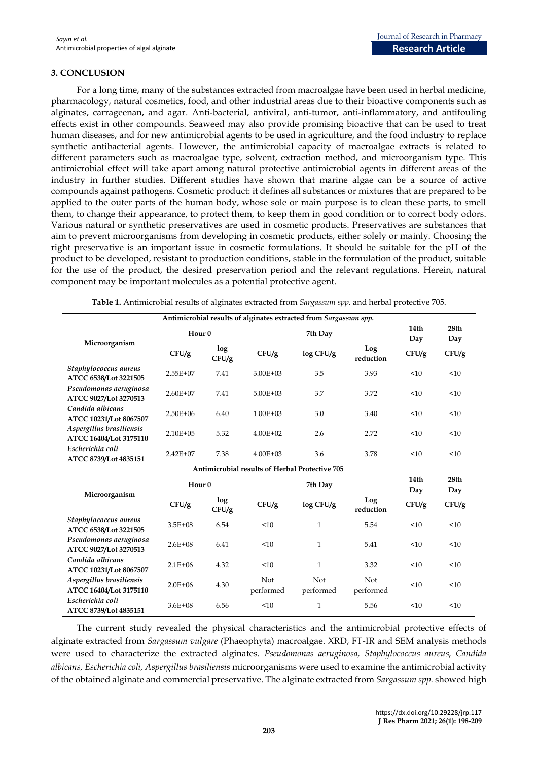## 3. CONCLUSION

For a long time, many of the substances extracted from macroalgae have been used in herbal medicine, pharmacology, natural cosmetics, food, and other industrial areas due to their bioactive components such as alginates, carrageenan, and agar. Anti-bacterial, antiviral, anti-tumor, anti-inflammatory, and antifouling effects exist in other compounds. Seaweed may also provide promising bioactive that can be used to treat human diseases, and for new antimicrobial agents to be used in agriculture, and the food industry to replace synthetic antibacterial agents. However, the antimicrobial capacity of macroalgae extracts is related to different parameters such as macroalgae type, solvent, extraction method, and microorganism type. This antimicrobial effect will take apart among natural protective antimicrobial agents in different areas of the industry in further studies. Different studies have shown that marine algae can be a source of active compounds against pathogens. Cosmetic product: it defines all substances or mixtures that are prepared to be applied to the outer parts of the human body, whose sole or main purpose is to clean these parts, to smell them, to change their appearance, to protect them, to keep them in good condition or to correct body odors. Various natural or synthetic preservatives are used in cosmetic products. Preservatives are substances that aim to prevent microorganisms from developing in cosmetic products, either solely or mainly. Choosing the right preservative is an important issue in cosmetic formulations. It should be suitable for the pH of the product to be developed, resistant to production conditions, stable in the formulation of the product, suitable for the use of the product, the desired preservation period and the relevant regulations. Herein, natural component may be important molecules as a potential protective agent.

**Table 1.** Antimicrobial results of alginates extracted from *Sargassum spp.* and herbal protective 705.

| Microorganism | Hour 0 | | 7th Day | | | 14th Day | 28th Day |
|---|---|---|---|---|---|---|---|
| | CFU/g | log CFU/g | CFU/g | log CFU/g | Log reduction | CFU/g | CFU/g |
| **Antimicrobial results of alginates extracted from *Sargassum spp.*** | | | | | | | |
| *Staphylococcus aureus* ATCC 6538/Lot 3221505 | 2.55E+07 | 7.41 | 3.00E+03 | 3.5 | 3.93 | <10 | <10 |
| *Pseudomonas aeruginosa* ATCC 9027/Lot 3270513 | 2.60E+07 | 7.41 | 5.00E+03 | 3.7 | 3.72 | <10 | <10 |
| *Candida albicans* ATCC 10231/Lot 8067507 | 2.50E+06 | 6.40 | 1.00E+03 | 3.0 | 3.40 | <10 | <10 |
| *Aspergillus brasiliensis* ATCC 16404/Lot 3175110 | 2.10E+05 | 5.32 | 4.00E+02 | 2.6 | 2.72 | <10 | <10 |
| *Escherichia coli* ATCC 8739/Lot 4835151 | 2.42E+07 | 7.38 | 4.00E+03 | 3.6 | 3.78 | <10 | <10 |
| **Antimicrobial results of Herbal Protective 705** | | | | | | | |
| *Staphylococcus aureus* ATCC 6538/Lot 3221505 | 3.5E+08 | 6.54 | <10 | 1 | 5.54 | <10 | <10 |
| *Pseudomonas aeruginosa* ATCC 9027/Lot 3270513 | 2.6E+08 | 6.41 | <10 | 1 | 5.41 | <10 | <10 |
| *Candida albicans* ATCC 10231/Lot 8067507 | 2.1E+06 | 4.32 | <10 | 1 | 3.32 | <10 | <10 |
| *Aspergillus brasiliensis* ATCC 16404/Lot 3175110 | 2.0E+06 | 4.30 | Not performed | Not performed | Not performed | <10 | <10 |
| *Escherichia coli* ATCC 8739/Lot 4835151 | 3.6E+08 | 6.56 | <10 | 1 | 5.56 | <10 | <10 |

The current study revealed the physical characteristics and the antimicrobial protective effects of alginate extracted from *Sargassum vulgare* (Phaeophyta) macroalgae. XRD, FT-IR and SEM analysis methods were used to characterize the extracted alginates. *Pseudomonas aeruginosa, Staphylococcus aureus, Candida albicans, Escherichia coli, Aspergillus brasiliensis* microorganisms were used to examine the antimicrobial activity of the obtained alginate and commercial preservative. The alginate extracted from *Sargassum spp.* showed high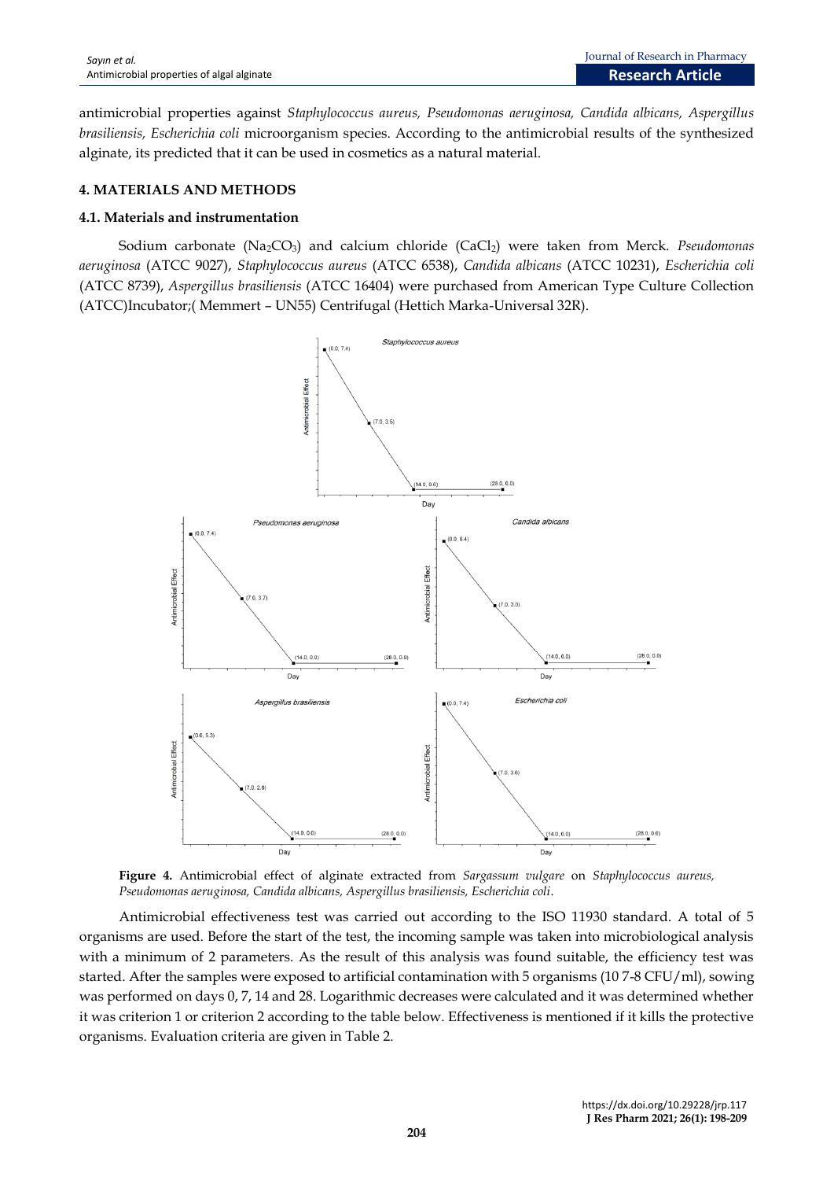antimicrobial properties against *Staphylococcus aureus, Pseudomonas aeruginosa, Candida albicans, Aspergillus brasiliensis, Escherichia coli* microorganism species. According to the antimicrobial results of the synthesized alginate, its predicted that it can be used in cosmetics as a natural material.

## 4. MATERIALS AND METHODS

### 4.1. Materials and instrumentation

Sodium carbonate ($Na_2CO_3$) and calcium chloride ($CaCl_2$) were taken from Merck. *Pseudomonas aeruginosa* (ATCC 9027), *Staphylococcus aureus* (ATCC 6538), *Candida albicans* (ATCC 10231), *Escherichia coli* (ATCC 8739), *Aspergillus brasiliensis* (ATCC 16404) were purchased from American Type Culture Collection (ATCC)Incubator;( Memmert – UN55) Centrifugal (Hettich Marka-Universal 32R).

**Figure 4.** Antimicrobial effect of alginate extracted from *Sargassum vulgare* on *Staphylococcus aureus, Pseudomonas aeruginosa, Candida albicans, Aspergillus brasiliensis, Escherichia coli*.

Antimicrobial effectiveness test was carried out according to the ISO 11930 standard. A total of 5 organisms are used. Before the start of the test, the incoming sample was taken into microbiological analysis with a minimum of 2 parameters. As the result of this analysis was found suitable, the efficiency test was started. After the samples were exposed to artificial contamination with 5 organisms (10 7-8 CFU/ml), sowing was performed on days 0, 7, 14 and 28. Logarithmic decreases were calculated and it was determined whether it was criterion 1 or criterion 2 according to the table below. Effectiveness is mentioned if it kills the protective organisms. Evaluation criteria are given in Table 2.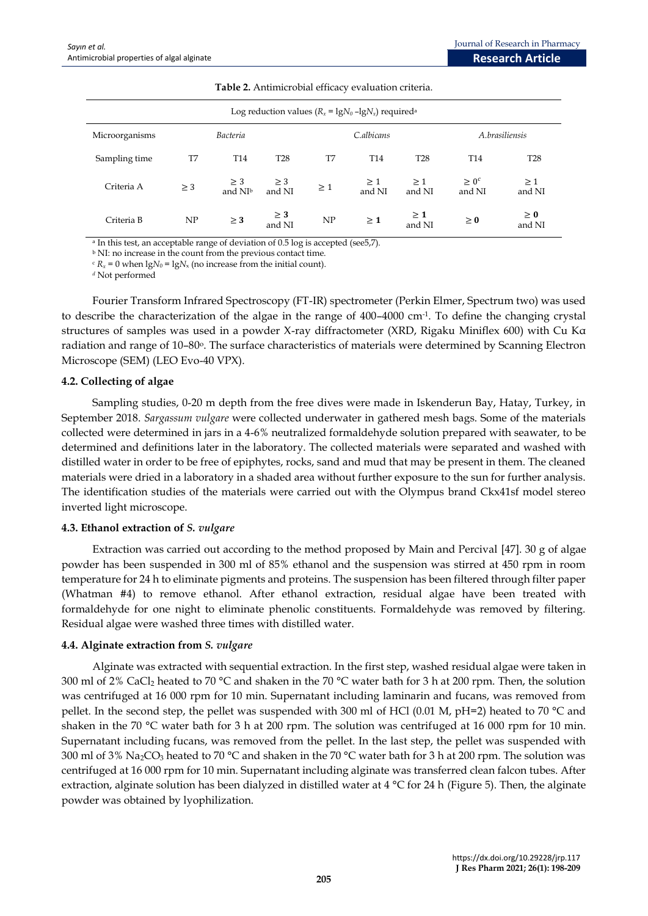**Table 2.** Antimicrobial efficacy evaluation criteria.

| Log reduction values ($R_x = \lg N_0 - \lg N_x$) required[a] | | | | | | | | |
|---|---|---|---|---|---|---|---|---|
| Microorganisms | *Bacteria* | | | *C.albicans* | | | *A.brasiliensis* | |
| Sampling time | T7 | T14 | T28 | T7 | T14 | T28 | T14 | T28 |
| Criteria A | ≥ 3 | ≥ 3 and NI[b] | ≥ 3 and NI | ≥ 1 | ≥ 1 and NI | ≥ 1 and NI | ≥ 0[c] and NI | ≥ 1 and NI |
| Criteria B | NP | **≥ 3** | **≥ 3** and NI | NP | **≥ 1** | **≥ 1** and NI | **≥ 0** | **≥ 0** and NI |

[a] In this test, an acceptable range of deviation of 0.5 log is accepted (see5,7).
[b] NI: no increase in the count from the previous contact time.
[c] $R_x = 0$ when $\lg N_0 = \lg N_x$ (no increase from the initial count).
[d] Not performed

Fourier Transform Infrared Spectroscopy (FT-IR) spectrometer (Perkin Elmer, Spectrum two) was used to describe the characterization of the algae in the range of 400–4000 $cm^{-1}$. To define the changing crystal structures of samples was used in a powder X-ray diffractometer (XRD, Rigaku Miniflex 600) with Cu Kα radiation and range of 10–80°. The surface characteristics of materials were determined by Scanning Electron Microscope (SEM) (LEO Evo-40 VPX).

### 4.2. Collecting of algae

Sampling studies, 0-20 m depth from the free dives were made in Iskenderun Bay, Hatay, Turkey, in September 2018. *Sargassum vulgare* were collected underwater in gathered mesh bags. Some of the materials collected were determined in jars in a 4-6% neutralized formaldehyde solution prepared with seawater, to be determined and definitions later in the laboratory. The collected materials were separated and washed with distilled water in order to be free of epiphytes, rocks, sand and mud that may be present in them. The cleaned materials were dried in a laboratory in a shaded area without further exposure to the sun for further analysis. The identification studies of the materials were carried out with the Olympus brand Ckx41sf model stereo inverted light microscope.

### 4.3. Ethanol extraction of *S. vulgare*

Extraction was carried out according to the method proposed by Main and Percival [47]. 30 g of algae powder has been suspended in 300 ml of 85% ethanol and the suspension was stirred at 450 rpm in room temperature for 24 h to eliminate pigments and proteins. The suspension has been filtered through filter paper (Whatman #4) to remove ethanol. After ethanol extraction, residual algae have been treated with formaldehyde for one night to eliminate phenolic constituents. Formaldehyde was removed by filtering. Residual algae were washed three times with distilled water.

### 4.4. Alginate extraction from *S. vulgare*

Alginate was extracted with sequential extraction. In the first step, washed residual algae were taken in 300 ml of 2% $CaCl_2$ heated to 70 °C and shaken in the 70 °C water bath for 3 h at 200 rpm. Then, the solution was centrifuged at 16 000 rpm for 10 min. Supernatant including laminarin and fucans, was removed from pellet. In the second step, the pellet was suspended with 300 ml of HCl (0.01 M, pH=2) heated to 70 °C and shaken in the 70 °C water bath for 3 h at 200 rpm. The solution was centrifuged at 16 000 rpm for 10 min. Supernatant including fucans, was removed from the pellet. In the last step, the pellet was suspended with 300 ml of 3% $Na_2CO_3$ heated to 70 °C and shaken in the 70 °C water bath for 3 h at 200 rpm. The solution was centrifuged at 16 000 rpm for 10 min. Supernatant including alginate was transferred clean falcon tubes. After extraction, alginate solution has been dialyzed in distilled water at 4 °C for 24 h (Figure 5). Then, the alginate powder was obtained by lyophilization.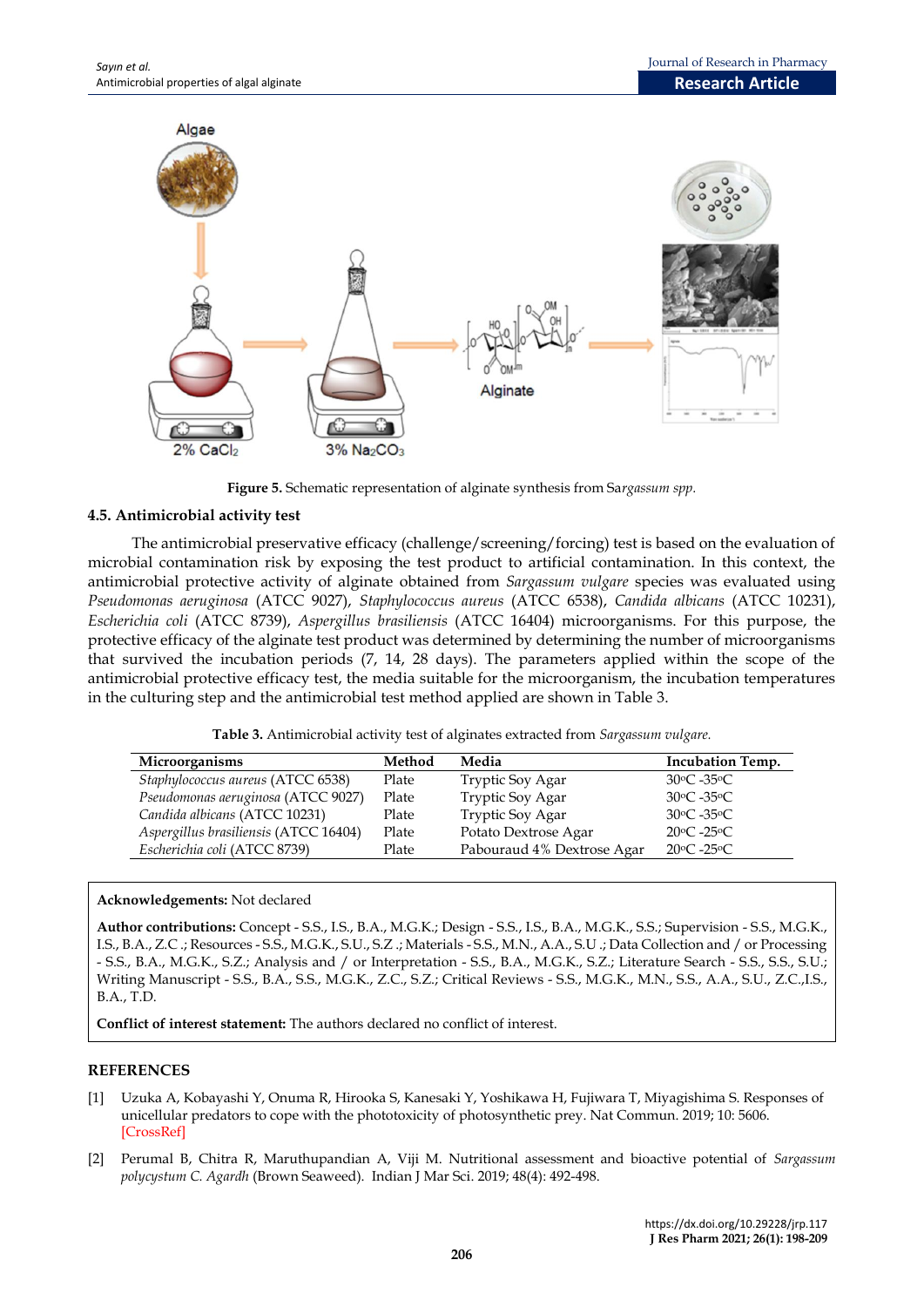**Figure 5.** Schematic representation of alginate synthesis from S*argassum spp.*

### 4.5. Antimicrobial activity test

The antimicrobial preservative efficacy (challenge/screening/forcing) test is based on the evaluation of microbial contamination risk by exposing the test product to artificial contamination. In this context, the antimicrobial protective activity of alginate obtained from *Sargassum vulgare* species was evaluated using *Pseudomonas aeruginosa* (ATCC 9027), *Staphylococcus aureus* (ATCC 6538), *Candida albicans* (ATCC 10231), *Escherichia coli* (ATCC 8739), *Aspergillus brasiliensis* (ATCC 16404) microorganisms. For this purpose, the protective efficacy of the alginate test product was determined by determining the number of microorganisms that survived the incubation periods (7, 14, 28 days). The parameters applied within the scope of the antimicrobial protective efficacy test, the media suitable for the microorganism, the incubation temperatures in the culturing step and the antimicrobial test method applied are shown in Table 3.

**Table 3.** Antimicrobial activity test of alginates extracted from *Sargassum vulgare.*

| Microorganisms | Method | Media | Incubation Temp. |
|---|---|---|---|
| *Staphylococcus aureus* (ATCC 6538) | Plate | Tryptic Soy Agar | 30ºC -35ºC |
| *Pseudomonas aeruginosa* (ATCC 9027) | Plate | Tryptic Soy Agar | 30ºC -35ºC |
| *Candida albicans* (ATCC 10231) | Plate | Tryptic Soy Agar | 30ºC -35ºC |
| *Aspergillus brasiliensis* (ATCC 16404) | Plate | Potato Dextrose Agar | 20ºC -25ºC |
| *Escherichia coli* (ATCC 8739) | Plate | Pabouraud 4% Dextrose Agar | 20ºC -25ºC |

**Acknowledgements:** Not declared

**Author contributions:** Concept - S.S., I.S., B.A., M.G.K.; Design - S.S., I.S., B.A., M.G.K., S.S.; Supervision - S.S., M.G.K., I.S., B.A., Z.C .; Resources - S.S., M.G.K., S.U., S.Z .; Materials - S.S., M.N., A.A., S.U .; Data Collection and / or Processing - S.S., B.A., M.G.K., S.Z.; Analysis and / or Interpretation - S.S., B.A., M.G.K., S.Z.; Literature Search - S.S., S.S., S.U.; Writing Manuscript - S.S., B.A., S.S., M.G.K., Z.C., S.Z.; Critical Reviews - S.S., M.G.K., M.N., S.S., A.A., S.U., Z.C.,I.S., B.A., T.D.

**Conflict of interest statement:** The authors declared no conflict of interest.

## REFERENCES

[1] Uzuka A, Kobayashi Y, Onuma R, Hirooka S, Kanesaki Y, Yoshikawa H, Fujiwara T, Miyagishima S. Responses of unicellular predators to cope with the phototoxicity of photosynthetic prey. Nat Commun. 2019; 10: 5606. [CrossRef]

[2] Perumal B, Chitra R, Maruthupandian A, Viji M. Nutritional assessment and bioactive potential of *Sargassum polycystum C. Agardh* (Brown Seaweed). Indian J Mar Sci. 2019; 48(4): 492-498.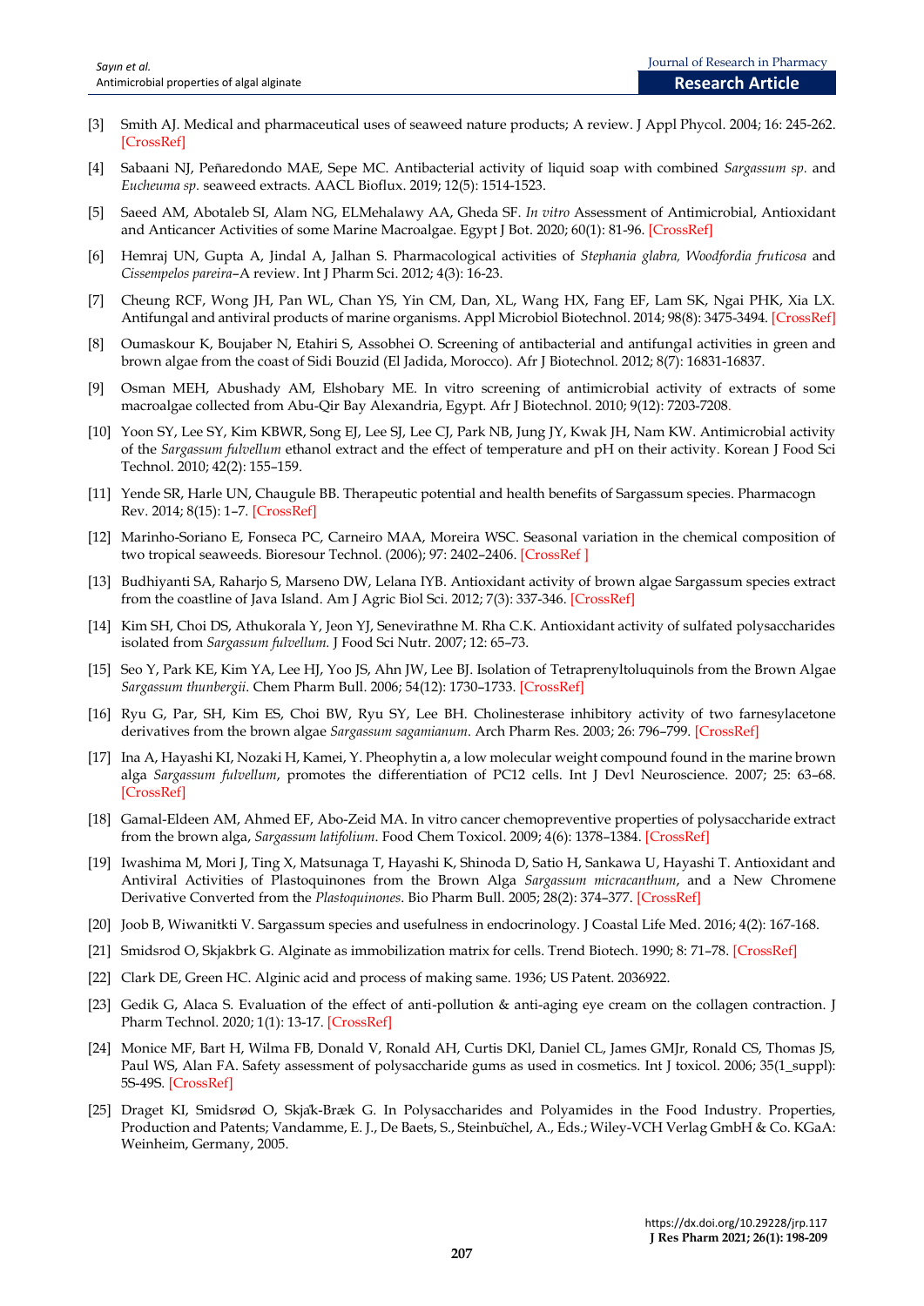[3] Smith AJ. Medical and pharmaceutical uses of seaweed nature products; A review. J Appl Phycol. 2004; 16: 245-262. [CrossRef]

[4] Sabaani NJ, Peñaredondo MAE, Sepe MC. Antibacterial activity of liquid soap with combined *Sargassum sp.* and *Eucheuma sp.* seaweed extracts. AACL Bioflux. 2019; 12(5): 1514-1523.

[5] Saeed AM, Abotaleb SI, Alam NG, ELMehalawy AA, Gheda SF. *In vitro* Assessment of Antimicrobial, Antioxidant and Anticancer Activities of some Marine Macroalgae. Egypt J Bot. 2020; 60(1): 81-96. [CrossRef]

[6] Hemraj UN, Gupta A, Jindal A, Jalhan S. Pharmacological activities of *Stephania glabra, Woodfordia fruticosa* and *Cissempelos pareira*–A review. Int J Pharm Sci. 2012; 4(3): 16-23.

[7] Cheung RCF, Wong JH, Pan WL, Chan YS, Yin CM, Dan, XL, Wang HX, Fang EF, Lam SK, Ngai PHK, Xia LX. Antifungal and antiviral products of marine organisms. Appl Microbiol Biotechnol. 2014; 98(8): 3475-3494. [CrossRef]

[8] Oumaskour K, Boujaber N, Etahiri S, Assobhei O. Screening of antibacterial and antifungal activities in green and brown algae from the coast of Sidi Bouzid (El Jadida, Morocco). Afr J Biotechnol. 2012; 8(7): 16831-16837.

[9] Osman MEH, Abushady AM, Elshobary ME. In vitro screening of antimicrobial activity of extracts of some macroalgae collected from Abu-Qir Bay Alexandria, Egypt. Afr J Biotechnol. 2010; 9(12): 7203-7208.

[10] Yoon SY, Lee SY, Kim KBWR, Song EJ, Lee SJ, Lee CJ, Park NB, Jung JY, Kwak JH, Nam KW. Antimicrobial activity of the *Sargassum fulvellum* ethanol extract and the effect of temperature and pH on their activity. Korean J Food Sci Technol. 2010; 42(2): 155–159.

[11] Yende SR, Harle UN, Chaugule BB. Therapeutic potential and health benefits of Sargassum species. Pharmacogn Rev. 2014; 8(15): 1–7. [CrossRef]

[12] Marinho-Soriano E, Fonseca PC, Carneiro MAA, Moreira WSC. Seasonal variation in the chemical composition of two tropical seaweeds. Bioresour Technol. (2006); 97: 2402–2406. [CrossRef ]

[13] Budhiyanti SA, Raharjo S, Marseno DW, Lelana IYB. Antioxidant activity of brown algae Sargassum species extract from the coastline of Java Island. Am J Agric Biol Sci. 2012; 7(3): 337-346. [CrossRef]

[14] Kim SH, Choi DS, Athukorala Y, Jeon YJ, Senevirathne M. Rha C.K. Antioxidant activity of sulfated polysaccharides isolated from *Sargassum fulvellum*. J Food Sci Nutr. 2007; 12: 65–73.

[15] Seo Y, Park KE, Kim YA, Lee HJ, Yoo JS, Ahn JW, Lee BJ. Isolation of Tetraprenyltoluquinols from the Brown Algae *Sargassum thunbergii*. Chem Pharm Bull. 2006; 54(12): 1730–1733. [CrossRef]

[16] Ryu G, Par, SH, Kim ES, Choi BW, Ryu SY, Lee BH. Cholinesterase inhibitory activity of two farnesylacetone derivatives from the brown algae *Sargassum sagamianum*. Arch Pharm Res. 2003; 26: 796–799. [CrossRef]

[17] Ina A, Hayashi KI, Nozaki H, Kamei, Y. Pheophytin a, a low molecular weight compound found in the marine brown alga *Sargassum fulvellum*, promotes the differentiation of PC12 cells. Int J Devl Neuroscience. 2007; 25: 63–68. [CrossRef]

[18] Gamal-Eldeen AM, Ahmed EF, Abo-Zeid MA. In vitro cancer chemopreventive properties of polysaccharide extract from the brown alga, *Sargassum latifolium*. Food Chem Toxicol. 2009; 4(6): 1378–1384. [CrossRef]

[19] Iwashima M, Mori J, Ting X, Matsunaga T, Hayashi K, Shinoda D, Satio H, Sankawa U, Hayashi T. Antioxidant and Antiviral Activities of Plastoquinones from the Brown Alga *Sargassum micracanthum*, and a New Chromene Derivative Converted from the *Plastoquinones*. Bio Pharm Bull. 2005; 28(2): 374–377. [CrossRef]

[20] Joob B, Wiwanitki V. Sargassum species and usefulness in endocrinology. J Coastal Life Med. 2016; 4(2): 167-168.

[21] Smidsrod O, Skjakbrk G. Alginate as immobilization matrix for cells. Trend Biotech. 1990; 8: 71–78. [CrossRef]

[22] Clark DE, Green HC. Alginic acid and process of making same. 1936; US Patent. 2036922.

[23] Gedik G, Alaca S. Evaluation of the effect of anti-pollution & anti-aging eye cream on the collagen contraction. J Pharm Technol. 2020; 1(1): 13-17. [CrossRef]

[24] Monice MF, Bart H, Wilma FB, Donald V, Ronald AH, Curtis DKl, Daniel CL, James GMJr, Ronald CS, Thomas JS, Paul WS, Alan FA. Safety assessment of polysaccharide gums as used in cosmetics. Int J toxicol. 2006; 35(1_suppl): 5S-49S. [CrossRef]

[25] Draget KI, Smidsrød O, Skjak̊-Bræk G. In Polysaccharides and Polyamides in the Food Industry. Properties, Production and Patents; Vandamme, E. J., De Baets, S., Steinbüchel, A., Eds.; Wiley-VCH Verlag GmbH & Co. KGaA: Weinheim, Germany, 2005.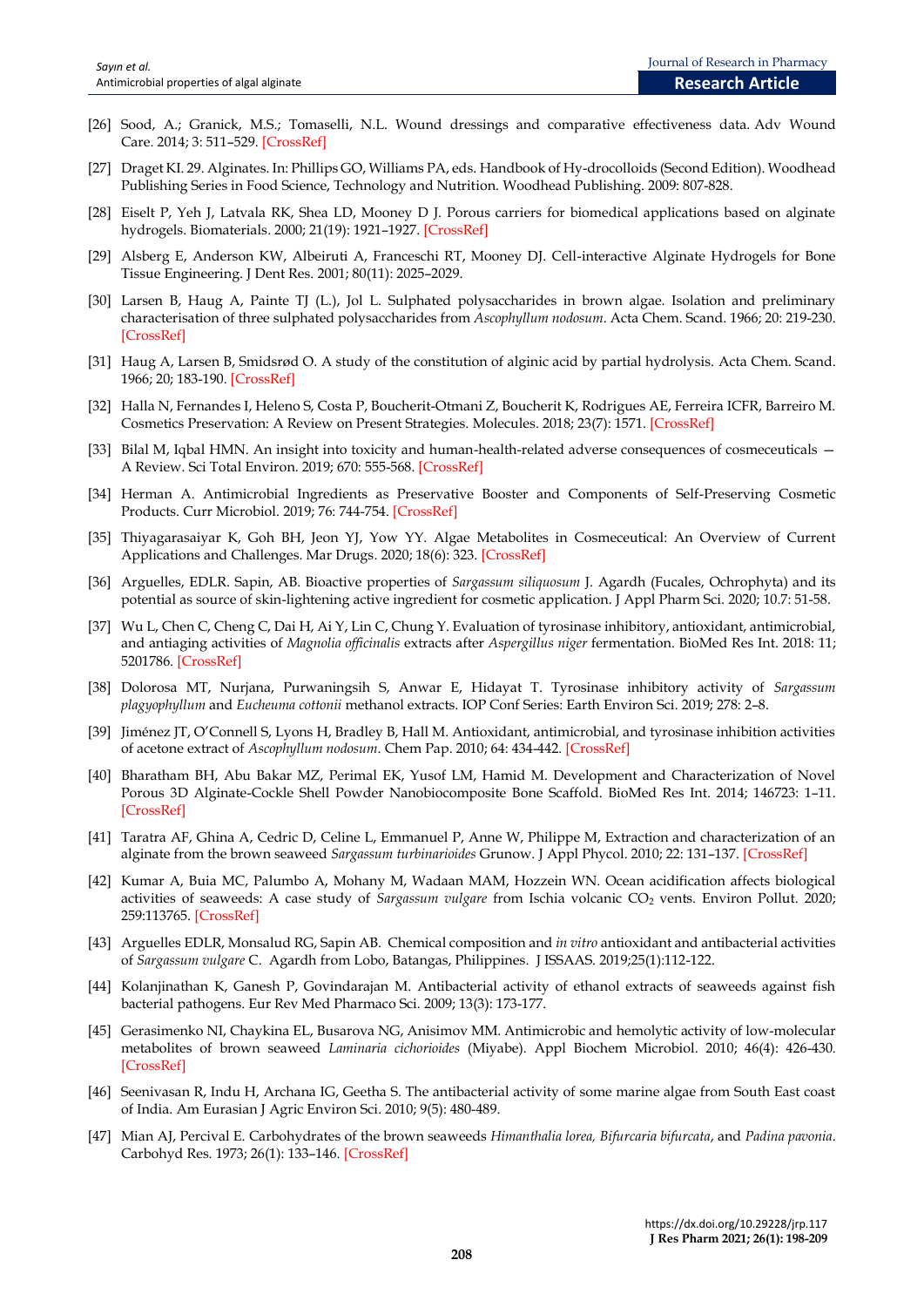[26] Sood, A.; Granick, M.S.; Tomaselli, N.L. Wound dressings and comparative effectiveness data. Adv Wound Care. 2014; 3: 511–529. [CrossRef]

[27] Draget KI. 29. Alginates. In: Phillips GO, Williams PA, eds. Handbook of Hy-drocolloids (Second Edition). Woodhead Publishing Series in Food Science, Technology and Nutrition. Woodhead Publishing. 2009: 807-828.

[28] Eiselt P, Yeh J, Latvala RK, Shea LD, Mooney D J. Porous carriers for biomedical applications based on alginate hydrogels. Biomaterials. 2000; 21(19): 1921–1927. [CrossRef]

[29] Alsberg E, Anderson KW, Albeiruti A, Franceschi RT, Mooney DJ. Cell-interactive Alginate Hydrogels for Bone Tissue Engineering. J Dent Res. 2001; 80(11): 2025–2029.

[30] Larsen B, Haug A, Painte TJ (L.), Jol L. Sulphated polysaccharides in brown algae. Isolation and preliminary characterisation of three sulphated polysaccharides from *Ascophyllum nodosum*. Acta Chem. Scand. 1966; 20: 219-230. [CrossRef]

[31] Haug A, Larsen B, Smidsrød O. A study of the constitution of alginic acid by partial hydrolysis. Acta Chem. Scand. 1966; 20; 183-190. [CrossRef]

[32] Halla N, Fernandes I, Heleno S, Costa P, Boucherit-Otmani Z, Boucherit K, Rodrigues AE, Ferreira ICFR, Barreiro M. Cosmetics Preservation: A Review on Present Strategies. Molecules. 2018; 23(7): 1571. [CrossRef]

[33] Bilal M, Iqbal HMN. An insight into toxicity and human-health-related adverse consequences of cosmeceuticals — A Review. Sci Total Environ. 2019; 670: 555-568. [CrossRef]

[34] Herman A. Antimicrobial Ingredients as Preservative Booster and Components of Self-Preserving Cosmetic Products. Curr Microbiol. 2019; 76: 744-754. [CrossRef]

[35] Thiyagarasaiyar K, Goh BH, Jeon YJ, Yow YY. Algae Metabolites in Cosmeceutical: An Overview of Current Applications and Challenges. Mar Drugs. 2020; 18(6): 323. [CrossRef]

[36] Arguelles, EDLR. Sapin, AB. Bioactive properties of *Sargassum siliquosum* J. Agardh (Fucales, Ochrophyta) and its potential as source of skin-lightening active ingredient for cosmetic application. J Appl Pharm Sci. 2020; 10.7: 51-58.

[37] Wu L, Chen C, Cheng C, Dai H, Ai Y, Lin C, Chung Y. Evaluation of tyrosinase inhibitory, antioxidant, antimicrobial, and antiaging activities of *Magnolia officinalis* extracts after *Aspergillus niger* fermentation. BioMed Res Int. 2018: 11; 5201786. [CrossRef]

[38] Dolorosa MT, Nurjana, Purwaningsih S, Anwar E, Hidayat T. Tyrosinase inhibitory activity of *Sargassum plagyophyllum* and *Eucheuma cottonii* methanol extracts. IOP Conf Series: Earth Environ Sci. 2019; 278: 2–8.

[39] Jiménez JT, O'Connell S, Lyons H, Bradley B, Hall M. Antioxidant, antimicrobial, and tyrosinase inhibition activities of acetone extract of *Ascophyllum nodosum*. Chem Pap. 2010; 64: 434-442. [CrossRef]

[40] Bharatham BH, Abu Bakar MZ, Perimal EK, Yusof LM, Hamid M. Development and Characterization of Novel Porous 3D Alginate-Cockle Shell Powder Nanobiocomposite Bone Scaffold. BioMed Res Int. 2014; 146723: 1–11. [CrossRef]

[41] Taratra AF, Ghina A, Cedric D, Celine L, Emmanuel P, Anne W, Philippe M, Extraction and characterization of an alginate from the brown seaweed *Sargassum turbinarioides* Grunow. J Appl Phycol. 2010; 22: 131–137. [CrossRef]

[42] Kumar A, Buia MC, Palumbo A, Mohany M, Wadaan MAM, Hozzein WN. Ocean acidification affects biological activities of seaweeds: A case study of *Sargassum vulgare* from Ischia volcanic $CO_2$ vents. Environ Pollut. 2020; 259:113765. [CrossRef]

[43] Arguelles EDLR, Monsalud RG, Sapin AB. Chemical composition and *in vitro* antioxidant and antibacterial activities of *Sargassum vulgare* C. Agardh from Lobo, Batangas, Philippines. J ISSAAS. 2019;25(1):112-122.

[44] Kolanjinathan K, Ganesh P, Govindarajan M. Antibacterial activity of ethanol extracts of seaweeds against fish bacterial pathogens. Eur Rev Med Pharmaco Sci. 2009; 13(3): 173-177.

[45] Gerasimenko NI, Chaykina EL, Busarova NG, Anisimov MM. Antimicrobic and hemolytic activity of low-molecular metabolites of brown seaweed *Laminaria cichorioides* (Miyabe). Appl Biochem Microbiol. 2010; 46(4): 426-430. [CrossRef]

[46] Seenivasan R, Indu H, Archana IG, Geetha S. The antibacterial activity of some marine algae from South East coast of India. Am Eurasian J Agric Environ Sci. 2010; 9(5): 480-489.

[47] Mian AJ, Percival E. Carbohydrates of the brown seaweeds *Himanthalia lorea, Bifurcaria bifurcata*, and *Padina pavonia*. Carbohyd Res. 1973; 26(1): 133–146. [CrossRef]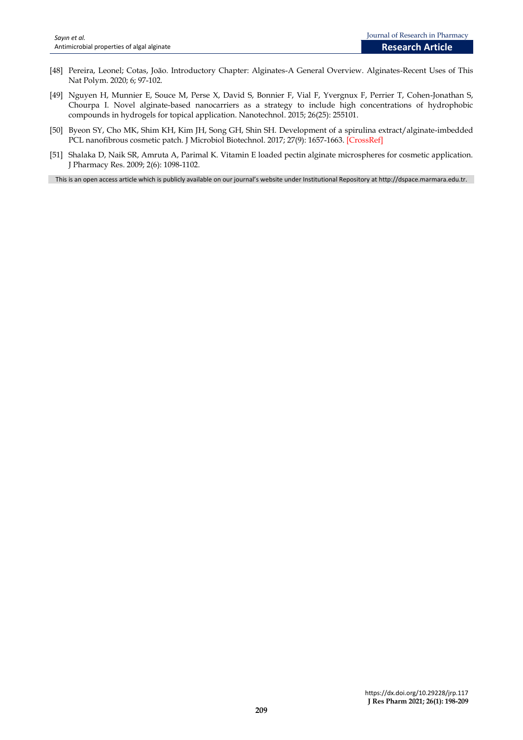[48] Pereira, Leonel; Cotas, João. Introductory Chapter: Alginates-A General Overview. Alginates-Recent Uses of This Nat Polym. 2020; 6; 97-102.

[49] Nguyen H, Munnier E, Souce M, Perse X, David S, Bonnier F, Vial F, Yvergnux F, Perrier T, Cohen-Jonathan S, Chourpa I. Novel alginate-based nanocarriers as a strategy to include high concentrations of hydrophobic compounds in hydrogels for topical application. Nanotechnol. 2015; 26(25): 255101.

[50] Byeon SY, Cho MK, Shim KH, Kim JH, Song GH, Shin SH. Development of a spirulina extract/alginate-imbedded PCL nanofibrous cosmetic patch. J Microbiol Biotechnol. 2017; 27(9): 1657-1663. [CrossRef]

[51] Shalaka D, Naik SR, Amruta A, Parimal K. Vitamin E loaded pectin alginate microspheres for cosmetic application. J Pharmacy Res. 2009; 2(6): 1098-1102.

This is an open access article which is publicly available on our journal's website under Institutional Repository at http://dspace.marmara.edu.tr.